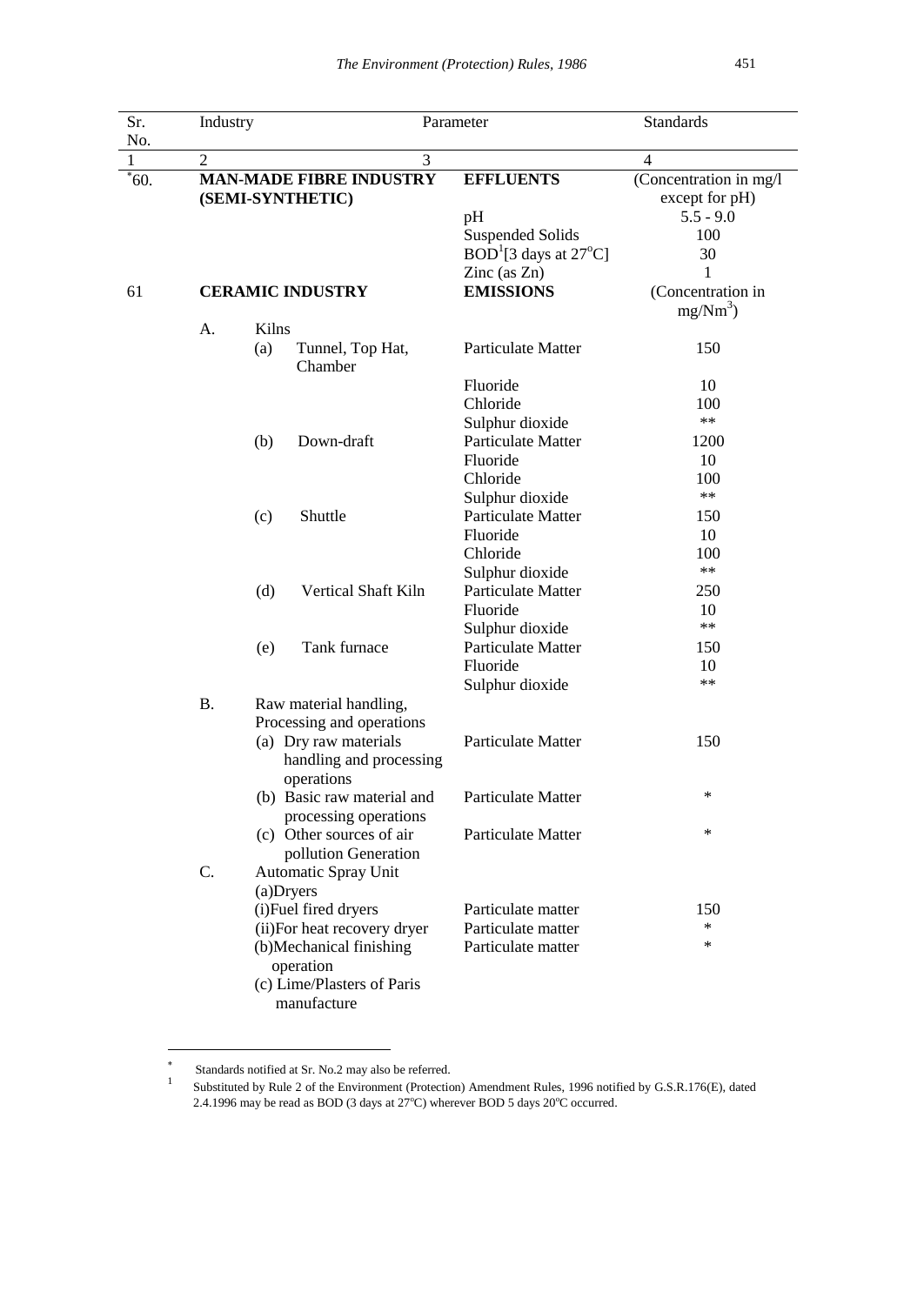| Sr. No. | Industry | Parameter | Standards |
|---|---|---|---|
| 1 | 2 | 3 | 4 |
| *60. | **MAN-MADE FIBRE INDUSTRY (SEMI-SYNTHETIC)** | **EFFLUENTS** | (Concentration in mg/l except for pH) |
| | | pH | 5.5 - 9.0 |
| | | Suspended Solids | 100 |
| | | BOD[1][3 days at 27°C] | 30 |
| | | Zinc (as Zn) | 1 |
| 61 | **CERAMIC INDUSTRY** | **EMISSIONS** | (Concentration in $mg/Nm^3$) |
| | A. Kilns | | |
| | (a) Tunnel, Top Hat, Chamber | Particulate Matter | 150 |
| | | Fluoride | 10 |
| | | Chloride | 100 |
| | | Sulphur dioxide | ** |
| | (b) Down-draft | Particulate Matter | 1200 |
| | | Fluoride | 10 |
| | | Chloride | 100 |
| | | Sulphur dioxide | ** |
| | (c) Shuttle | Particulate Matter | 150 |
| | | Fluoride | 10 |
| | | Chloride | 100 |
| | | Sulphur dioxide | ** |
| | (d) Vertical Shaft Kiln | Particulate Matter | 250 |
| | | Fluoride | 10 |
| | | Sulphur dioxide | ** |
| | (e) Tank furnace | Particulate Matter | 150 |
| | | Fluoride | 10 |
| | | Sulphur dioxide | ** |
| | B. Raw material handling, Processing and operations | | |
| | (a) Dry raw materials handling and processing operations | Particulate Matter | 150 |
| | (b) Basic raw material and processing operations | Particulate Matter | * |
| | (c) Other sources of air pollution Generation | Particulate Matter | * |
| | C. Automatic Spray Unit | | |
| | (a)Dryers | | |
| | (i)Fuel fired dryers | Particulate matter | 150 |
| | (ii)For heat recovery dryer | Particulate matter | * |
| | (b)Mechanical finishing operation | Particulate matter | * |
| | (c) Lime/Plasters of Paris manufacture | | |

* Standards notified at Sr. No.2 may also be referred.

1 Substituted by Rule 2 of the Environment (Protection) Amendment Rules, 1996 notified by G.S.R.176(E), dated 2.4.1996 may be read as BOD (3 days at 27°C) wherever BOD 5 days 20°C occurred.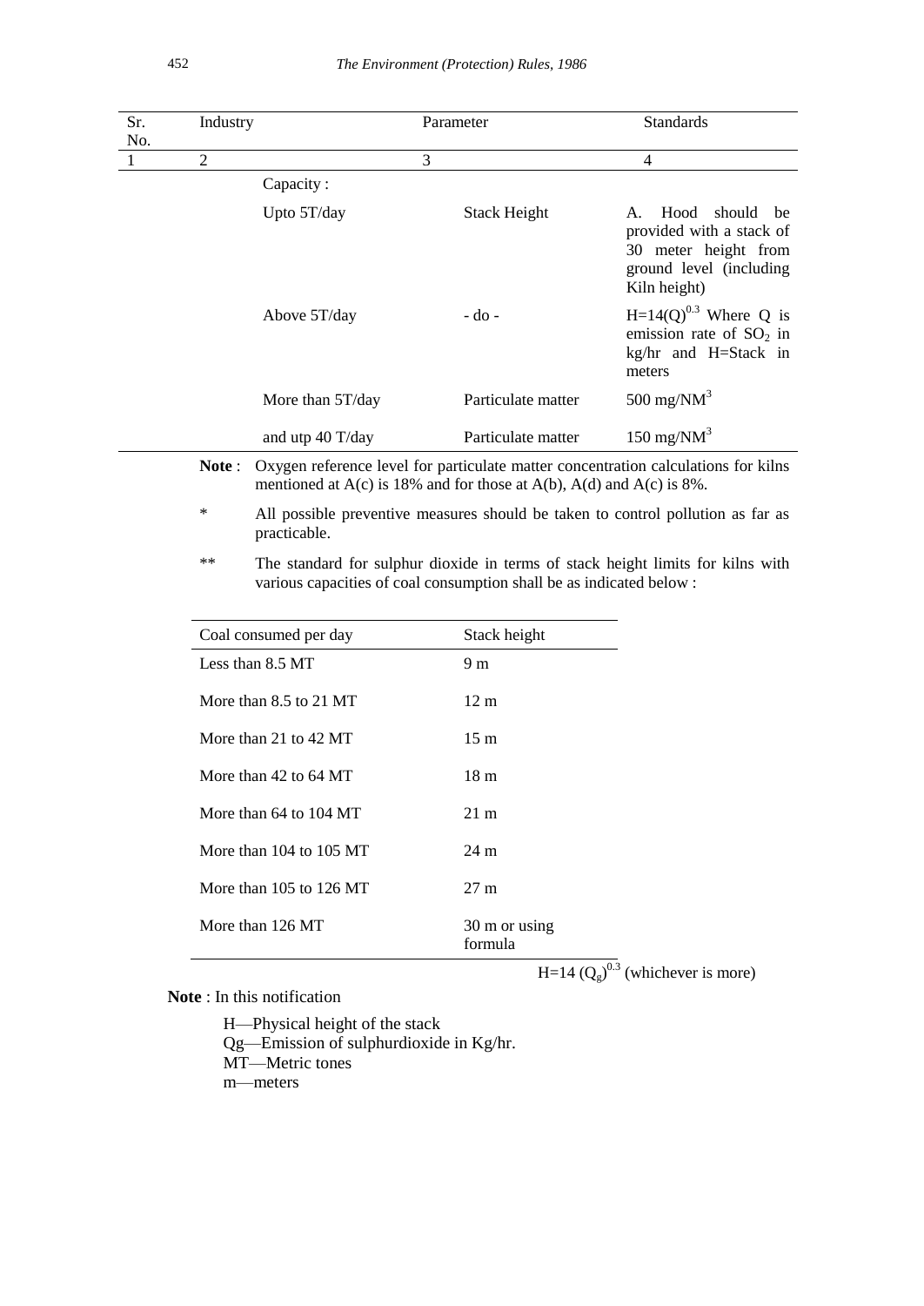| Sr. No. | Industry | | Parameter | Standards |
|---|---|---|---|---|
| 1 | 2 | | 3 | 4 |
| | | Capacity : | | |
| | | Upto 5T/day | Stack Height | A. Hood should be provided with a stack of 30 meter height from ground level (including Kiln height) |
| | | Above 5T/day | - do - | $H=14(Q)^{0.3}$ Where Q is emission rate of $SO_2$ in kg/hr and H=Stack in meters |
| | | More than 5T/day | Particulate matter | 500 $mg/NM^3$ |
| | | and utp 40 T/day | Particulate matter | 150 $mg/NM^3$ |

**Note** : Oxygen reference level for particulate matter concentration calculations for kilns mentioned at A(c) is 18% and for those at A(b), A(d) and A(c) is 8%.

\* All possible preventive measures should be taken to control pollution as far as practicable.

\*\* The standard for sulphur dioxide in terms of stack height limits for kilns with various capacities of coal consumption shall be as indicated below :

| Coal consumed per day | Stack height |
|---|---|
| Less than 8.5 MT | 9 m |
| More than 8.5 to 21 MT | 12 m |
| More than 21 to 42 MT | 15 m |
| More than 42 to 64 MT | 18 m |
| More than 64 to 104 MT | 21 m |
| More than 104 to 105 MT | 24 m |
| More than 105 to 126 MT | 27 m |
| More than 126 MT | 30 m or using formula |

$H=14\ (Q_g)^{0.3}$ (whichever is more)

**Note** : In this notification

H—Physical height of the stack
Qg—Emission of sulphurdioxide in Kg/hr.
MT—Metric tones
m—meters